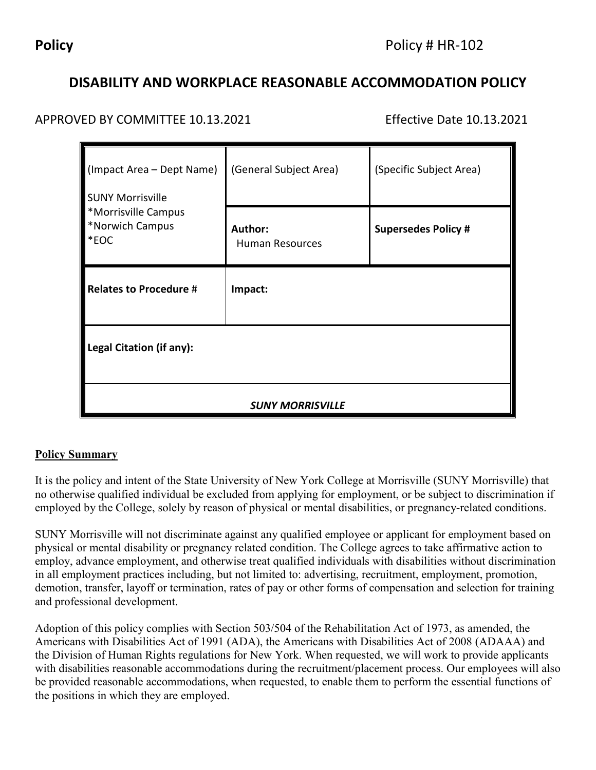**Policy** Policy # HR-102

# DISABILITY AND WORKPLACE REASONABLE ACCOMMODATION POLICY

APPROVED BY COMMITTEE 10.13.2021 Effective Date 10.13.2021

| (Impact Area – Dept Name)<br><br>SUNY Morrisville<br>*Morrisville Campus<br>*Norwich Campus<br>*EOC | (General Subject Area) | (Specific Subject Area) |
|---|---|---|
| | **Author:**<br>Human Resources | **Supersedes Policy #** |
| **Relates to Procedure #** | **Impact:** | |
| **Legal Citation (if any):** | | |
| ***SUNY MORRISVILLE*** | | |

## Policy Summary

It is the policy and intent of the State University of New York College at Morrisville (SUNY Morrisville) that no otherwise qualified individual be excluded from applying for employment, or be subject to discrimination if employed by the College, solely by reason of physical or mental disabilities, or pregnancy-related conditions.

SUNY Morrisville will not discriminate against any qualified employee or applicant for employment based on physical or mental disability or pregnancy related condition. The College agrees to take affirmative action to employ, advance employment, and otherwise treat qualified individuals with disabilities without discrimination in all employment practices including, but not limited to: advertising, recruitment, employment, promotion, demotion, transfer, layoff or termination, rates of pay or other forms of compensation and selection for training and professional development.

Adoption of this policy complies with Section 503/504 of the Rehabilitation Act of 1973, as amended, the Americans with Disabilities Act of 1991 (ADA), the Americans with Disabilities Act of 2008 (ADAAA) and the Division of Human Rights regulations for New York. When requested, we will work to provide applicants with disabilities reasonable accommodations during the recruitment/placement process. Our employees will also be provided reasonable accommodations, when requested, to enable them to perform the essential functions of the positions in which they are employed.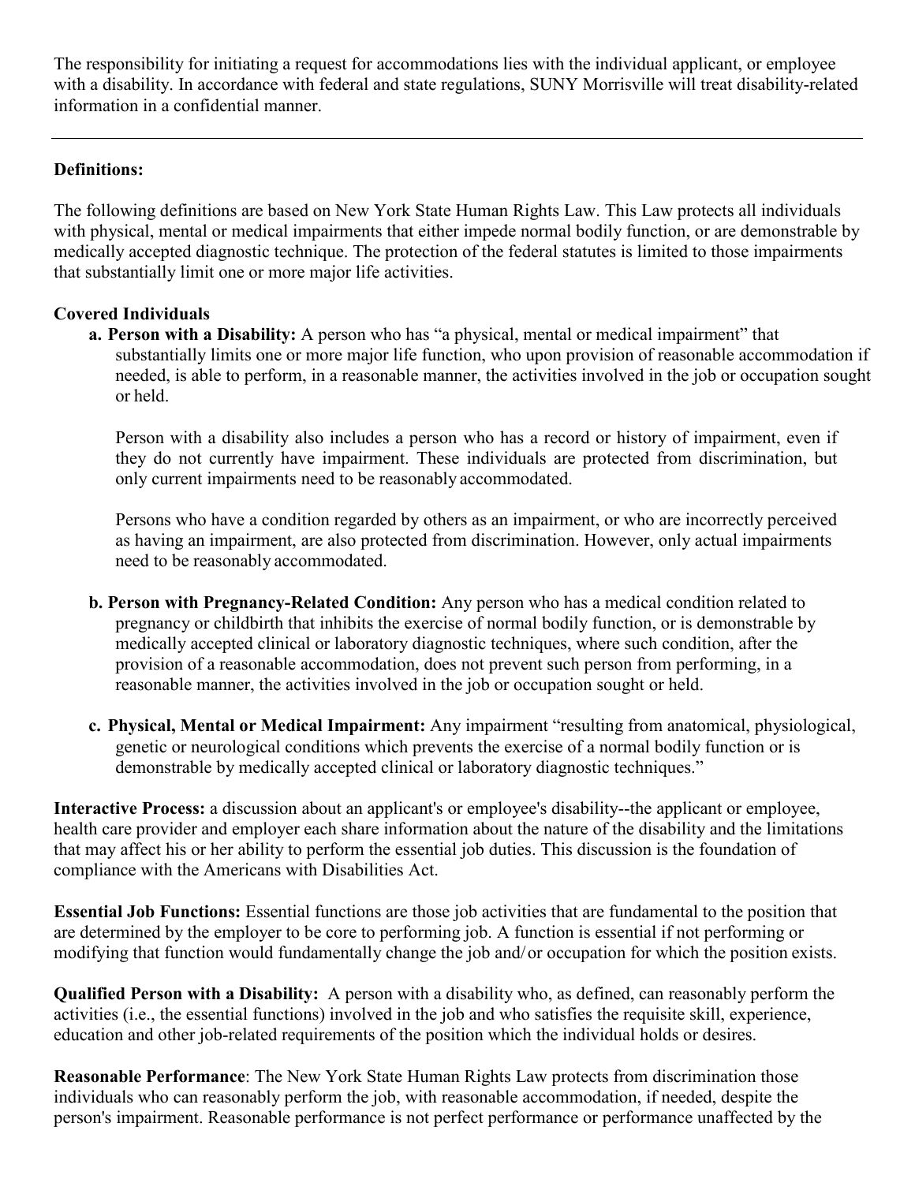The responsibility for initiating a request for accommodations lies with the individual applicant, or employee with a disability. In accordance with federal and state regulations, SUNY Morrisville will treat disability-related information in a confidential manner.

---

**Definitions:**

The following definitions are based on New York State Human Rights Law. This Law protects all individuals with physical, mental or medical impairments that either impede normal bodily function, or are demonstrable by medically accepted diagnostic technique. The protection of the federal statutes is limited to those impairments that substantially limit one or more major life activities.

**Covered Individuals**

**a. Person with a Disability:** A person who has "a physical, mental or medical impairment" that substantially limits one or more major life function, who upon provision of reasonable accommodation if needed, is able to perform, in a reasonable manner, the activities involved in the job or occupation sought or held.

Person with a disability also includes a person who has a record or history of impairment, even if they do not currently have impairment. These individuals are protected from discrimination, but only current impairments need to be reasonably accommodated.

Persons who have a condition regarded by others as an impairment, or who are incorrectly perceived as having an impairment, are also protected from discrimination. However, only actual impairments need to be reasonably accommodated.

**b. Person with Pregnancy-Related Condition:** Any person who has a medical condition related to pregnancy or childbirth that inhibits the exercise of normal bodily function, or is demonstrable by medically accepted clinical or laboratory diagnostic techniques, where such condition, after the provision of a reasonable accommodation, does not prevent such person from performing, in a reasonable manner, the activities involved in the job or occupation sought or held.

**c. Physical, Mental or Medical Impairment:** Any impairment "resulting from anatomical, physiological, genetic or neurological conditions which prevents the exercise of a normal bodily function or is demonstrable by medically accepted clinical or laboratory diagnostic techniques."

**Interactive Process:** a discussion about an applicant's or employee's disability--the applicant or employee, health care provider and employer each share information about the nature of the disability and the limitations that may affect his or her ability to perform the essential job duties. This discussion is the foundation of compliance with the Americans with Disabilities Act.

**Essential Job Functions:** Essential functions are those job activities that are fundamental to the position that are determined by the employer to be core to performing job. A function is essential if not performing or modifying that function would fundamentally change the job and/ or occupation for which the position exists.

**Qualified Person with a Disability:** A person with a disability who, as defined, can reasonably perform the activities (i.e., the essential functions) involved in the job and who satisfies the requisite skill, experience, education and other job-related requirements of the position which the individual holds or desires.

**Reasonable Performance**: The New York State Human Rights Law protects from discrimination those individuals who can reasonably perform the job, with reasonable accommodation, if needed, despite the person's impairment. Reasonable performance is not perfect performance or performance unaffected by the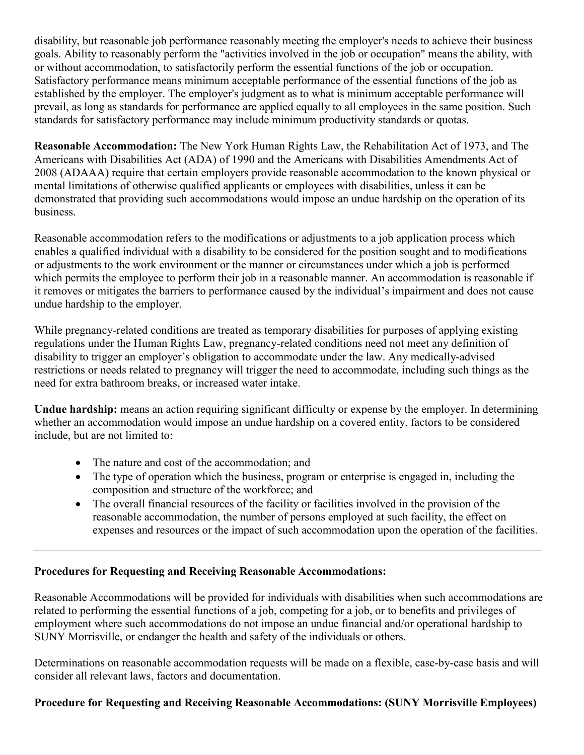disability, but reasonable job performance reasonably meeting the employer's needs to achieve their business goals. Ability to reasonably perform the "activities involved in the job or occupation" means the ability, with or without accommodation, to satisfactorily perform the essential functions of the job or occupation. Satisfactory performance means minimum acceptable performance of the essential functions of the job as established by the employer. The employer's judgment as to what is minimum acceptable performance will prevail, as long as standards for performance are applied equally to all employees in the same position. Such standards for satisfactory performance may include minimum productivity standards or quotas.

**Reasonable Accommodation:** The New York Human Rights Law, the Rehabilitation Act of 1973, and The Americans with Disabilities Act (ADA) of 1990 and the Americans with Disabilities Amendments Act of 2008 (ADAAA) require that certain employers provide reasonable accommodation to the known physical or mental limitations of otherwise qualified applicants or employees with disabilities, unless it can be demonstrated that providing such accommodations would impose an undue hardship on the operation of its business.

Reasonable accommodation refers to the modifications or adjustments to a job application process which enables a qualified individual with a disability to be considered for the position sought and to modifications or adjustments to the work environment or the manner or circumstances under which a job is performed which permits the employee to perform their job in a reasonable manner. An accommodation is reasonable if it removes or mitigates the barriers to performance caused by the individual's impairment and does not cause undue hardship to the employer.

While pregnancy-related conditions are treated as temporary disabilities for purposes of applying existing regulations under the Human Rights Law, pregnancy-related conditions need not meet any definition of disability to trigger an employer's obligation to accommodate under the law. Any medically-advised restrictions or needs related to pregnancy will trigger the need to accommodate, including such things as the need for extra bathroom breaks, or increased water intake.

**Undue hardship:** means an action requiring significant difficulty or expense by the employer. In determining whether an accommodation would impose an undue hardship on a covered entity, factors to be considered include, but are not limited to:

- The nature and cost of the accommodation; and
- The type of operation which the business, program or enterprise is engaged in, including the composition and structure of the workforce; and
- The overall financial resources of the facility or facilities involved in the provision of the reasonable accommodation, the number of persons employed at such facility, the effect on expenses and resources or the impact of such accommodation upon the operation of the facilities.

---

**Procedures for Requesting and Receiving Reasonable Accommodations:**

Reasonable Accommodations will be provided for individuals with disabilities when such accommodations are related to performing the essential functions of a job, competing for a job, or to benefits and privileges of employment where such accommodations do not impose an undue financial and/or operational hardship to SUNY Morrisville, or endanger the health and safety of the individuals or others.

Determinations on reasonable accommodation requests will be made on a flexible, case-by-case basis and will consider all relevant laws, factors and documentation.

**Procedure for Requesting and Receiving Reasonable Accommodations: (SUNY Morrisville Employees)**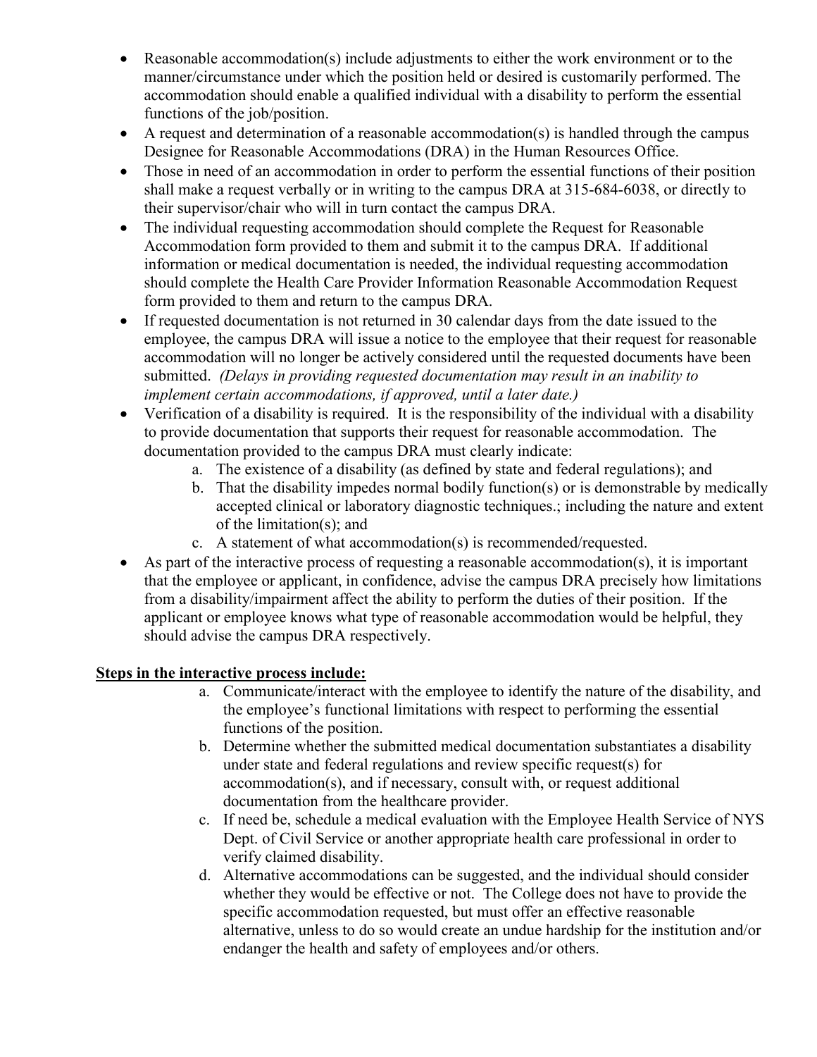- Reasonable accommodation(s) include adjustments to either the work environment or to the manner/circumstance under which the position held or desired is customarily performed. The accommodation should enable a qualified individual with a disability to perform the essential functions of the job/position.
- A request and determination of a reasonable accommodation(s) is handled through the campus Designee for Reasonable Accommodations (DRA) in the Human Resources Office.
- Those in need of an accommodation in order to perform the essential functions of their position shall make a request verbally or in writing to the campus DRA at 315-684-6038, or directly to their supervisor/chair who will in turn contact the campus DRA.
- The individual requesting accommodation should complete the Request for Reasonable Accommodation form provided to them and submit it to the campus DRA. If additional information or medical documentation is needed, the individual requesting accommodation should complete the Health Care Provider Information Reasonable Accommodation Request form provided to them and return to the campus DRA.
- If requested documentation is not returned in 30 calendar days from the date issued to the employee, the campus DRA will issue a notice to the employee that their request for reasonable accommodation will no longer be actively considered until the requested documents have been submitted. *(Delays in providing requested documentation may result in an inability to implement certain accommodations, if approved, until a later date.)*
- Verification of a disability is required. It is the responsibility of the individual with a disability to provide documentation that supports their request for reasonable accommodation. The documentation provided to the campus DRA must clearly indicate:
  a. The existence of a disability (as defined by state and federal regulations); and
  b. That the disability impedes normal bodily function(s) or is demonstrable by medically accepted clinical or laboratory diagnostic techniques.; including the nature and extent of the limitation(s); and
  c. A statement of what accommodation(s) is recommended/requested.
- As part of the interactive process of requesting a reasonable accommodation(s), it is important that the employee or applicant, in confidence, advise the campus DRA precisely how limitations from a disability/impairment affect the ability to perform the duties of their position. If the applicant or employee knows what type of reasonable accommodation would be helpful, they should advise the campus DRA respectively.

**Steps in the interactive process include:**

a. Communicate/interact with the employee to identify the nature of the disability, and the employee's functional limitations with respect to performing the essential functions of the position.
b. Determine whether the submitted medical documentation substantiates a disability under state and federal regulations and review specific request(s) for accommodation(s), and if necessary, consult with, or request additional documentation from the healthcare provider.
c. If need be, schedule a medical evaluation with the Employee Health Service of NYS Dept. of Civil Service or another appropriate health care professional in order to verify claimed disability.
d. Alternative accommodations can be suggested, and the individual should consider whether they would be effective or not. The College does not have to provide the specific accommodation requested, but must offer an effective reasonable alternative, unless to do so would create an undue hardship for the institution and/or endanger the health and safety of employees and/or others.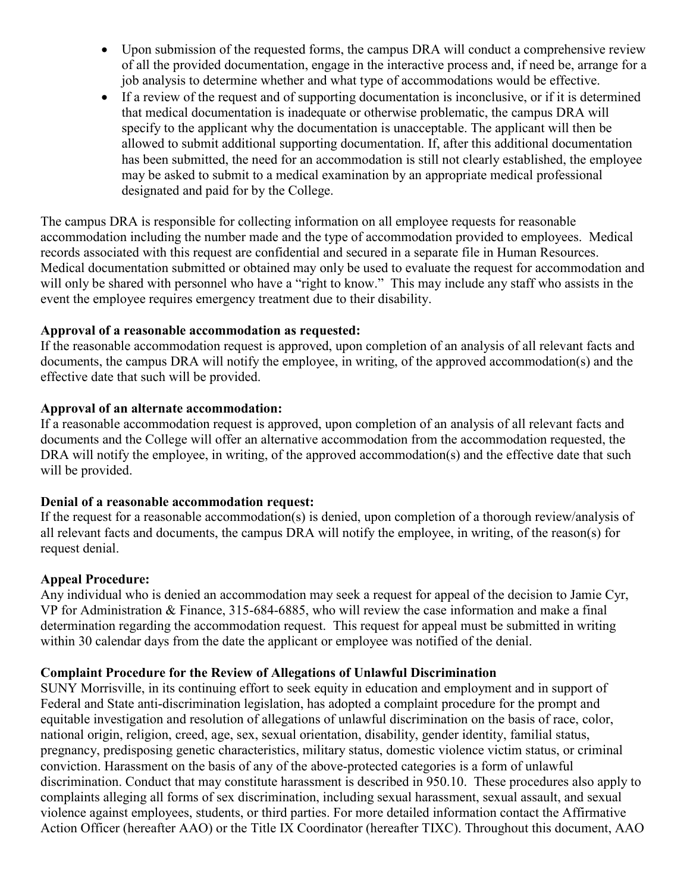- Upon submission of the requested forms, the campus DRA will conduct a comprehensive review of all the provided documentation, engage in the interactive process and, if need be, arrange for a job analysis to determine whether and what type of accommodations would be effective.
- If a review of the request and of supporting documentation is inconclusive, or if it is determined that medical documentation is inadequate or otherwise problematic, the campus DRA will specify to the applicant why the documentation is unacceptable. The applicant will then be allowed to submit additional supporting documentation. If, after this additional documentation has been submitted, the need for an accommodation is still not clearly established, the employee may be asked to submit to a medical examination by an appropriate medical professional designated and paid for by the College.

The campus DRA is responsible for collecting information on all employee requests for reasonable accommodation including the number made and the type of accommodation provided to employees. Medical records associated with this request are confidential and secured in a separate file in Human Resources. Medical documentation submitted or obtained may only be used to evaluate the request for accommodation and will only be shared with personnel who have a "right to know." This may include any staff who assists in the event the employee requires emergency treatment due to their disability.

**Approval of a reasonable accommodation as requested:**
If the reasonable accommodation request is approved, upon completion of an analysis of all relevant facts and documents, the campus DRA will notify the employee, in writing, of the approved accommodation(s) and the effective date that such will be provided.

**Approval of an alternate accommodation:**
If a reasonable accommodation request is approved, upon completion of an analysis of all relevant facts and documents and the College will offer an alternative accommodation from the accommodation requested, the DRA will notify the employee, in writing, of the approved accommodation(s) and the effective date that such will be provided.

**Denial of a reasonable accommodation request:**
If the request for a reasonable accommodation(s) is denied, upon completion of a thorough review/analysis of all relevant facts and documents, the campus DRA will notify the employee, in writing, of the reason(s) for request denial.

**Appeal Procedure:**
Any individual who is denied an accommodation may seek a request for appeal of the decision to Jamie Cyr, VP for Administration & Finance, 315-684-6885, who will review the case information and make a final determination regarding the accommodation request. This request for appeal must be submitted in writing within 30 calendar days from the date the applicant or employee was notified of the denial.

**Complaint Procedure for the Review of Allegations of Unlawful Discrimination**
SUNY Morrisville, in its continuing effort to seek equity in education and employment and in support of Federal and State anti-discrimination legislation, has adopted a complaint procedure for the prompt and equitable investigation and resolution of allegations of unlawful discrimination on the basis of race, color, national origin, religion, creed, age, sex, sexual orientation, disability, gender identity, familial status, pregnancy, predisposing genetic characteristics, military status, domestic violence victim status, or criminal conviction. Harassment on the basis of any of the above-protected categories is a form of unlawful discrimination. Conduct that may constitute harassment is described in 950.10. These procedures also apply to complaints alleging all forms of sex discrimination, including sexual harassment, sexual assault, and sexual violence against employees, students, or third parties. For more detailed information contact the Affirmative Action Officer (hereafter AAO) or the Title IX Coordinator (hereafter TIXC). Throughout this document, AAO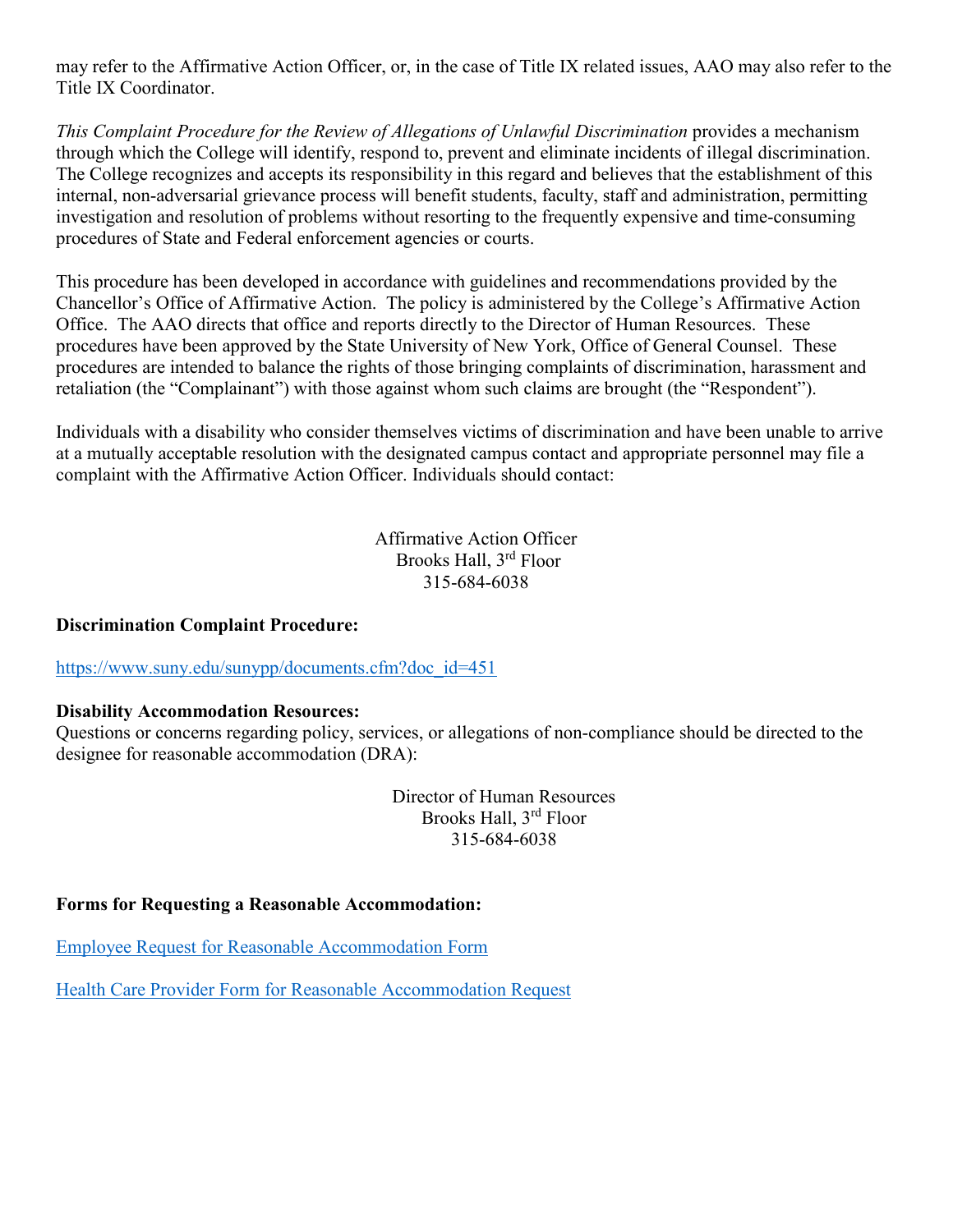may refer to the Affirmative Action Officer, or, in the case of Title IX related issues, AAO may also refer to the Title IX Coordinator.

*This Complaint Procedure for the Review of Allegations of Unlawful Discrimination* provides a mechanism through which the College will identify, respond to, prevent and eliminate incidents of illegal discrimination. The College recognizes and accepts its responsibility in this regard and believes that the establishment of this internal, non-adversarial grievance process will benefit students, faculty, staff and administration, permitting investigation and resolution of problems without resorting to the frequently expensive and time-consuming procedures of State and Federal enforcement agencies or courts.

This procedure has been developed in accordance with guidelines and recommendations provided by the Chancellor's Office of Affirmative Action. The policy is administered by the College's Affirmative Action Office. The AAO directs that office and reports directly to the Director of Human Resources. These procedures have been approved by the State University of New York, Office of General Counsel. These procedures are intended to balance the rights of those bringing complaints of discrimination, harassment and retaliation (the "Complainant") with those against whom such claims are brought (the "Respondent").

Individuals with a disability who consider themselves victims of discrimination and have been unable to arrive at a mutually acceptable resolution with the designated campus contact and appropriate personnel may file a complaint with the Affirmative Action Officer. Individuals should contact:

Affirmative Action Officer
Brooks Hall, 3rd Floor
315-684-6038

**Discrimination Complaint Procedure:**

[https://www.suny.edu/sunypp/documents.cfm?doc_id=451](https://www.suny.edu/sunypp/documents.cfm?doc_id=451)

**Disability Accommodation Resources:**
Questions or concerns regarding policy, services, or allegations of non-compliance should be directed to the designee for reasonable accommodation (DRA):

Director of Human Resources
Brooks Hall, 3rd Floor
315-684-6038

**Forms for Requesting a Reasonable Accommodation:**

Employee Request for Reasonable Accommodation Form

Health Care Provider Form for Reasonable Accommodation Request